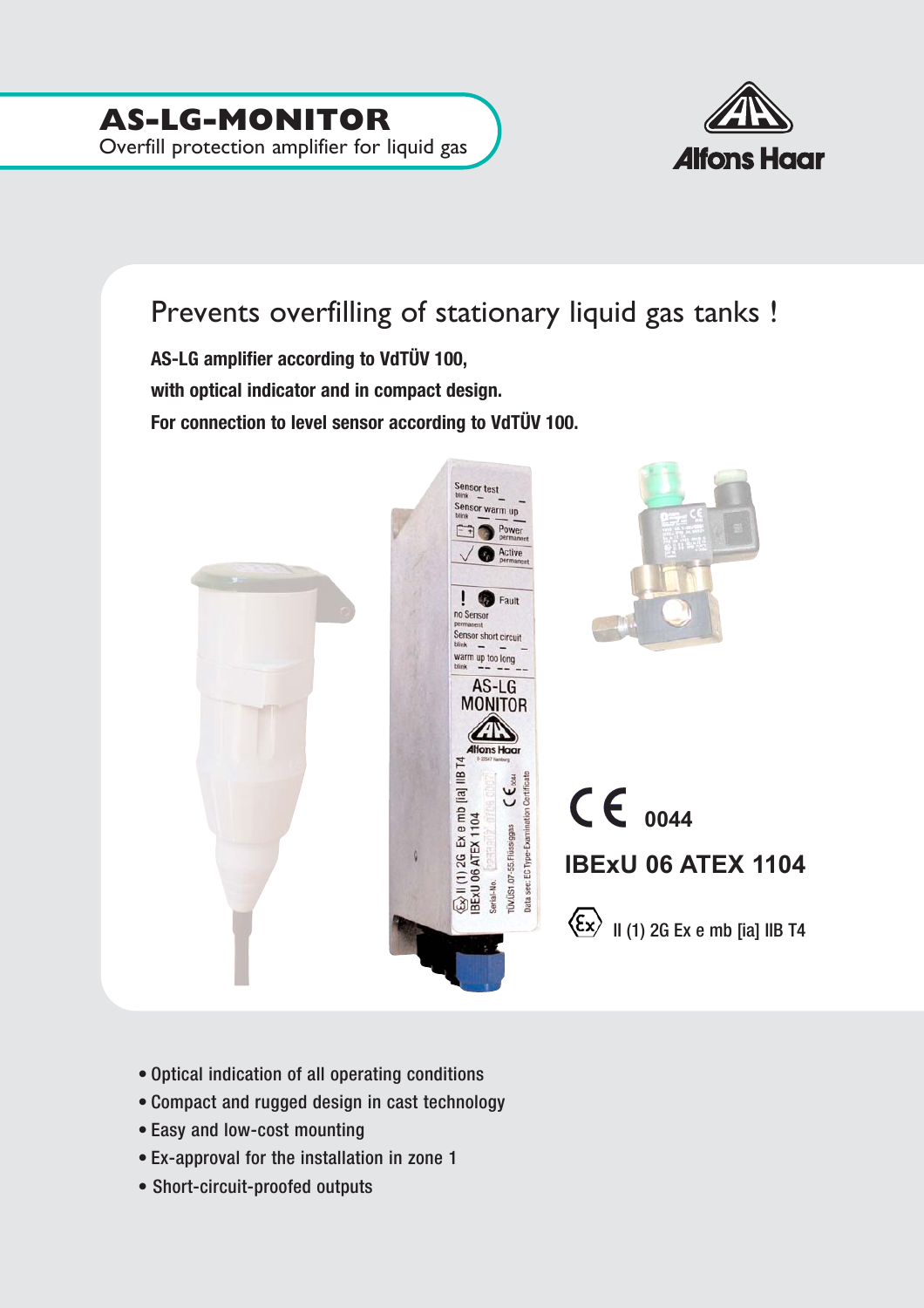# AS-LG-MONITOR

Overfill protection amplifier for liquid gas

Alfons Haar

## Prevents overfilling of stationary liquid gas tanks !

**AS-LG amplifier according to VdTÜV 100,**

**with optical indicator and in compact design.**

**For connection to level sensor according to VdTÜV 100.**

CE 0044

**IBExU 06 ATEX 1104**

II (1) 2G Ex e mb [ia] IIB T4

- Optical indication of all operating conditions
- Compact and rugged design in cast technology
- Easy and low-cost mounting
- Ex-approval for the installation in zone 1
- Short-circuit-proofed outputs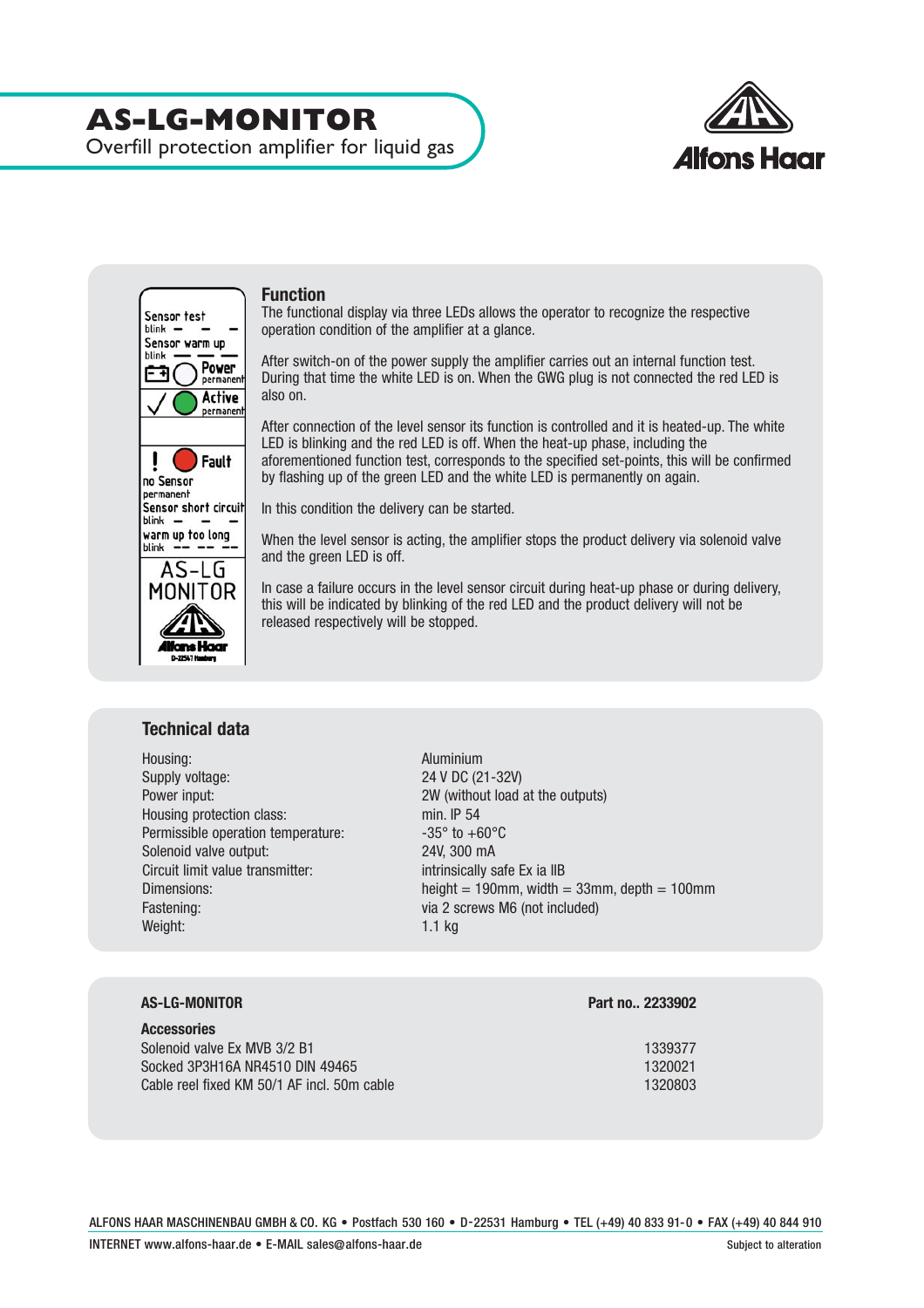# AS-LG-MONITOR

Overfill protection amplifier for liquid gas

Sensor test
blink
Sensor warm up
blink
Power
permanent
Active
permanent
Fault
no Sensor
permanent
Sensor short circuit
blink
warm up too long
blink
AS-LG
MONITOR

## Function

The functional display via three LEDs allows the operator to recognize the respective operation condition of the amplifier at a glance.

After switch-on of the power supply the amplifier carries out an internal function test. During that time the white LED is on. When the GWG plug is not connected the red LED is also on.

After connection of the level sensor its function is controlled and it is heated-up. The white LED is blinking and the red LED is off. When the heat-up phase, including the aforementioned function test, corresponds to the specified set-points, this will be confirmed by flashing up of the green LED and the white LED is permanently on again.

In this condition the delivery can be started.

When the level sensor is acting, the amplifier stops the product delivery via solenoid valve and the green LED is off.

In case a failure occurs in the level sensor circuit during heat-up phase or during delivery, this will be indicated by blinking of the red LED and the product delivery will not be released respectively will be stopped.

## Technical data

| | |
|---|---|
| Housing: | Aluminium |
| Supply voltage: | 24 V DC (21-32V) |
| Power input: | 2W (without load at the outputs) |
| Housing protection class: | min. IP 54 |
| Permissible operation temperature: | -35° to +60°C |
| Solenoid valve output: | 24V, 300 mA |
| Circuit limit value transmitter: | intrinsically safe Ex ia IIB |
| Dimensions: | height = 190mm, width = 33mm, depth = 100mm |
| Fastening: | via 2 screws M6 (not included) |
| Weight: | 1.1 kg |

| **AS-LG-MONITOR** | **Part no.. 2233902** |
|---|---|
| **Accessories** | |
| Solenoid valve Ex MVB 3/2 B1 | 1339377 |
| Socked 3P3H16A NR4510 DIN 49465 | 1320021 |
| Cable reel fixed KM 50/1 AF incl. 50m cable | 1320803 |

ALFONS HAAR MASCHINENBAU GMBH & CO. KG • Postfach 530 160 • D-22531 Hamburg • TEL (+49) 40 833 91-0 • FAX (+49) 40 844 910
INTERNET www.alfons-haar.de • E-MAIL sales@alfons-haar.de

Subject to alteration